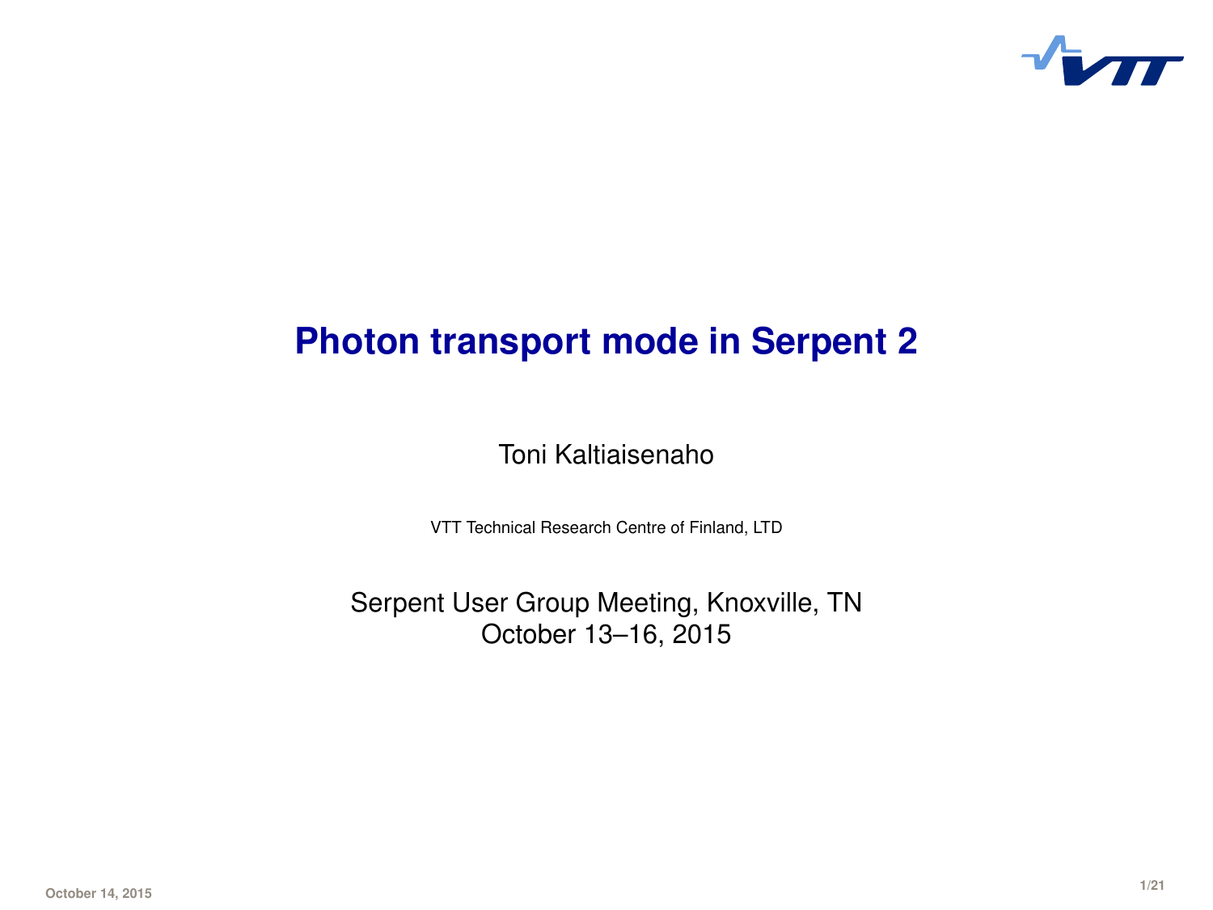# Photon transport mode in Serpent 2

Toni Kaltiaisenaho

VTT Technical Research Centre of Finland, LTD

Serpent User Group Meeting, Knoxville, TN
October 13–16, 2015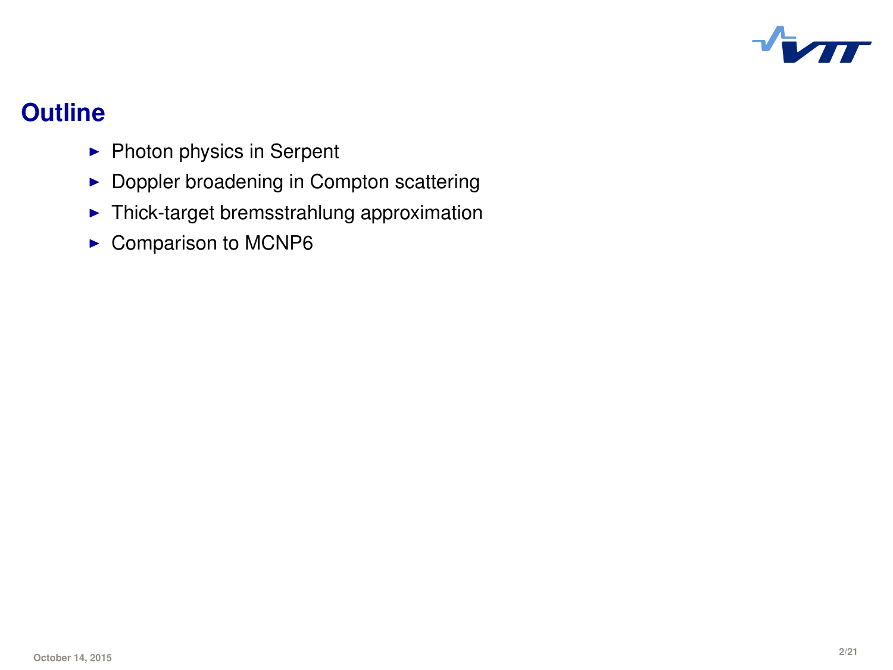# Outline

- Photon physics in Serpent
- Doppler broadening in Compton scattering
- Thick-target bremsstrahlung approximation
- Comparison to MCNP6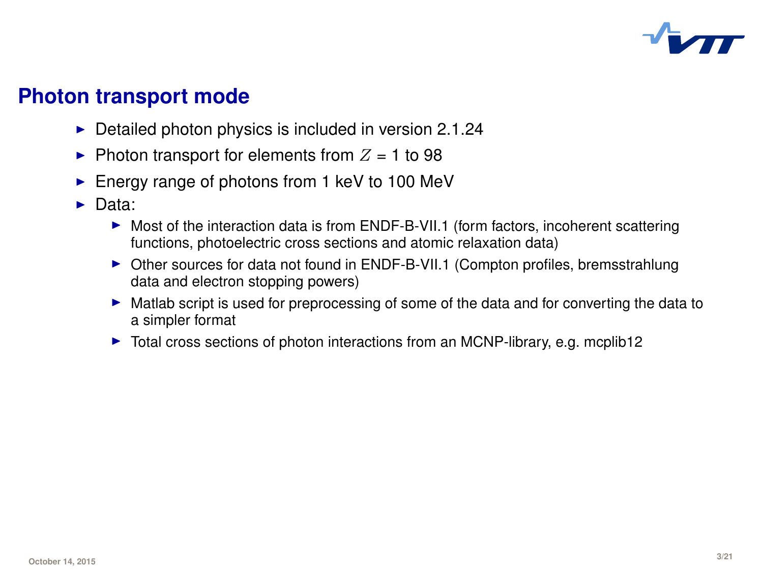## Photon transport mode

- Detailed photon physics is included in version 2.1.24
- Photon transport for elements from $Z$ = 1 to 98
- Energy range of photons from 1 keV to 100 MeV
- Data:
  - Most of the interaction data is from ENDF-B-VII.1 (form factors, incoherent scattering functions, photoelectric cross sections and atomic relaxation data)
  - Other sources for data not found in ENDF-B-VII.1 (Compton profiles, bremsstrahlung data and electron stopping powers)
  - Matlab script is used for preprocessing of some of the data and for converting the data to a simpler format
  - Total cross sections of photon interactions from an MCNP-library, e.g. mcplib12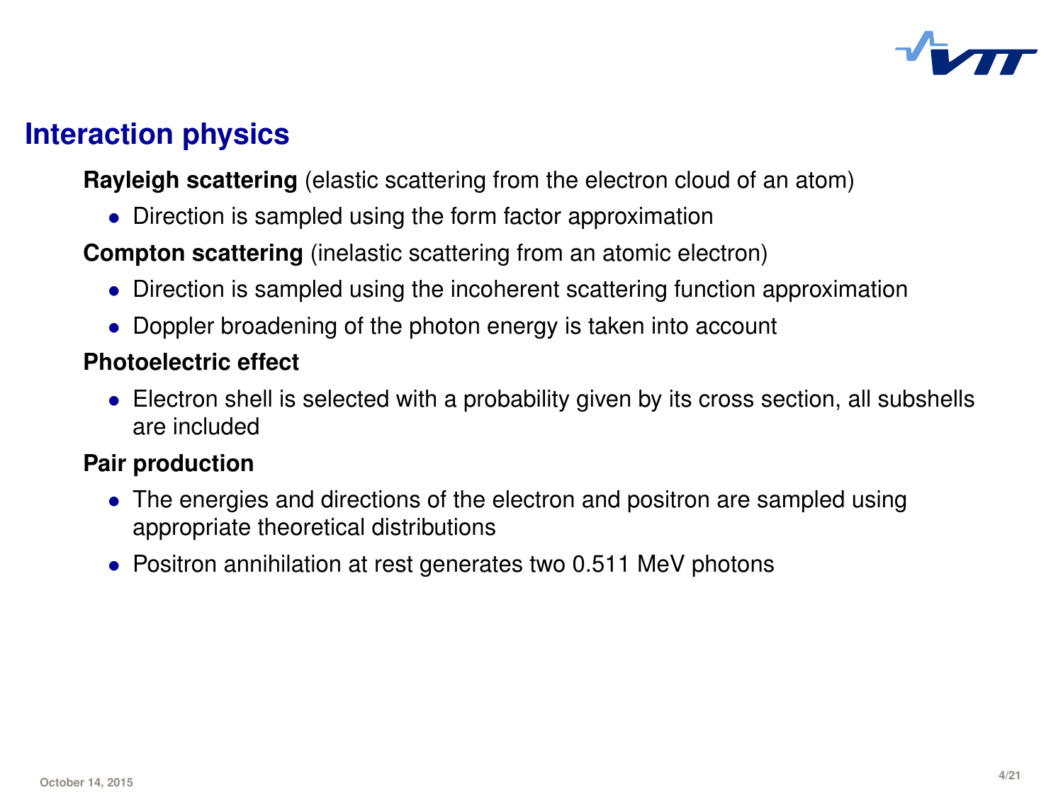## Interaction physics

**Rayleigh scattering** (elastic scattering from the electron cloud of an atom)

- Direction is sampled using the form factor approximation

**Compton scattering** (inelastic scattering from an atomic electron)

- Direction is sampled using the incoherent scattering function approximation
- Doppler broadening of the photon energy is taken into account

**Photoelectric effect**

- Electron shell is selected with a probability given by its cross section, all subshells are included

**Pair production**

- The energies and directions of the electron and positron are sampled using appropriate theoretical distributions
- Positron annihilation at rest generates two 0.511 MeV photons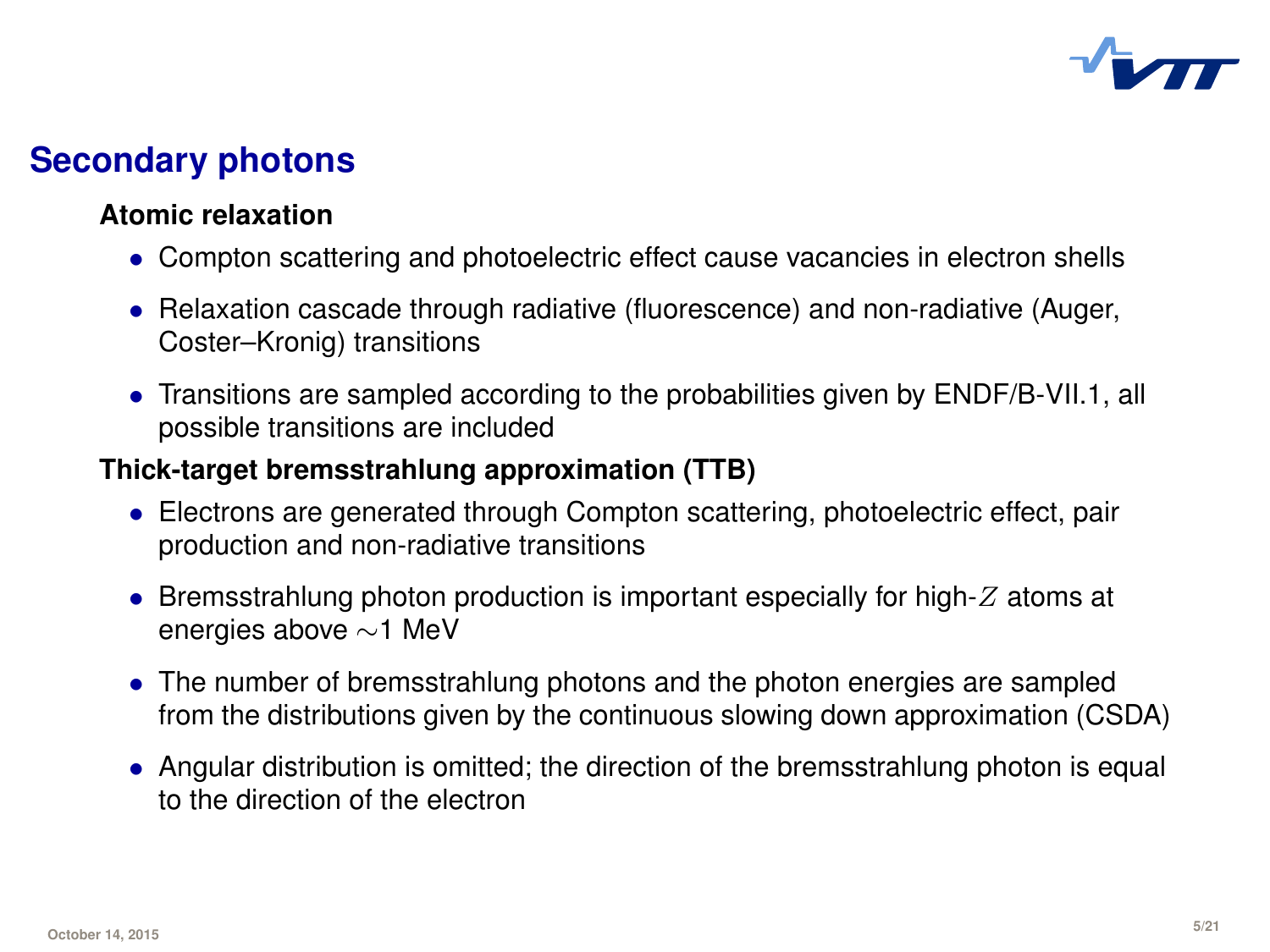## Secondary photons

### Atomic relaxation

- Compton scattering and photoelectric effect cause vacancies in electron shells
- Relaxation cascade through radiative (fluorescence) and non-radiative (Auger, Coster–Kronig) transitions
- Transitions are sampled according to the probabilities given by ENDF/B-VII.1, all possible transitions are included

### Thick-target bremsstrahlung approximation (TTB)

- Electrons are generated through Compton scattering, photoelectric effect, pair production and non-radiative transitions
- Bremsstrahlung photon production is important especially for high-$Z$ atoms at energies above $\sim$1 MeV
- The number of bremsstrahlung photons and the photon energies are sampled from the distributions given by the continuous slowing down approximation (CSDA)
- Angular distribution is omitted; the direction of the bremsstrahlung photon is equal to the direction of the electron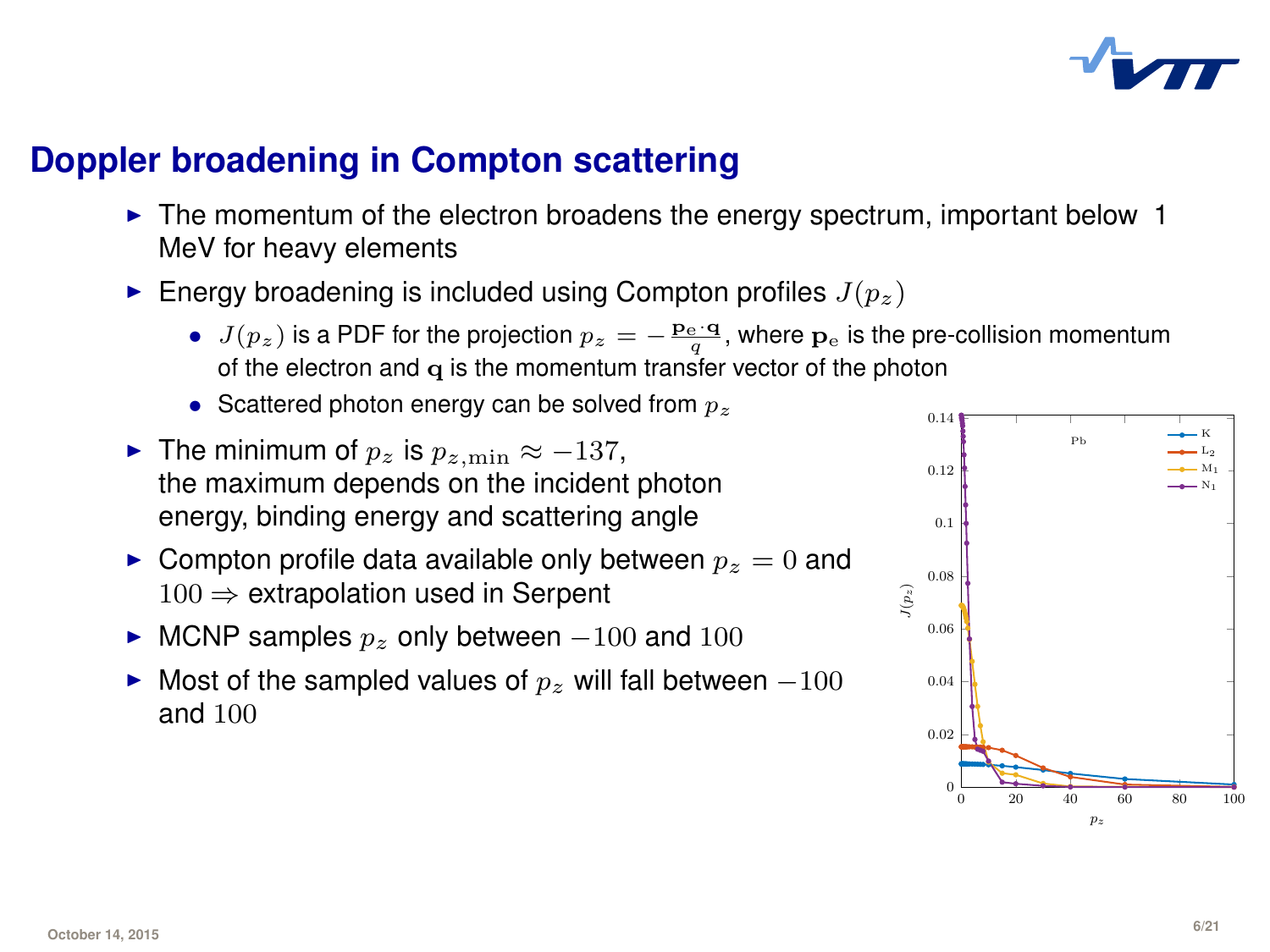## Doppler broadening in Compton scattering

- The momentum of the electron broadens the energy spectrum, important below 1 MeV for heavy elements
- Energy broadening is included using Compton profiles $J(p_z)$
  - $J(p_z)$ is a PDF for the projection $p_z = -\frac{\mathbf{p}_e \cdot \mathbf{q}}{q}$, where $\mathbf{p}_e$ is the pre-collision momentum of the electron and $\mathbf{q}$ is the momentum transfer vector of the photon
  - Scattered photon energy can be solved from $p_z$
- The minimum of $p_z$ is $p_{z,\min} \approx -137$, the maximum depends on the incident photon energy, binding energy and scattering angle
- Compton profile data available only between $p_z = 0$ and $100 \Rightarrow$ extrapolation used in Serpent
- MCNP samples $p_z$ only between $-100$ and $100$
- Most of the sampled values of $p_z$ will fall between $-100$ and $100$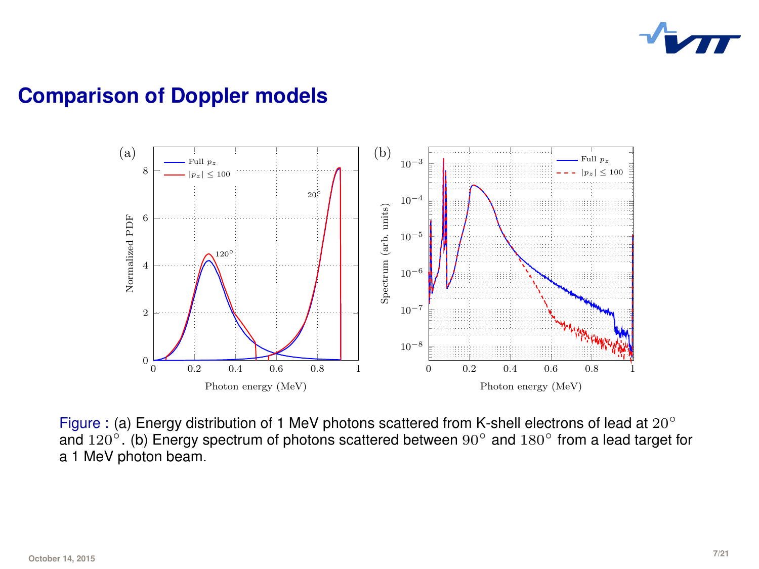## Comparison of Doppler models

Figure : (a) Energy distribution of 1 MeV photons scattered from K-shell electrons of lead at $20^\circ$ and $120^\circ$. (b) Energy spectrum of photons scattered between $90^\circ$ and $180^\circ$ from a lead target for a 1 MeV photon beam.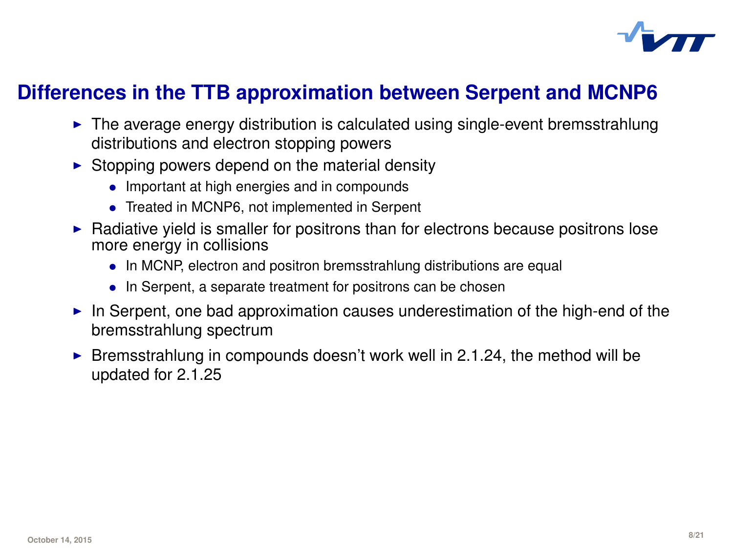# Differences in the TTB approximation between Serpent and MCNP6

- The average energy distribution is calculated using single-event bremsstrahlung distributions and electron stopping powers
- Stopping powers depend on the material density
  - Important at high energies and in compounds
  - Treated in MCNP6, not implemented in Serpent
- Radiative yield is smaller for positrons than for electrons because positrons lose more energy in collisions
  - In MCNP, electron and positron bremsstrahlung distributions are equal
  - In Serpent, a separate treatment for positrons can be chosen
- In Serpent, one bad approximation causes underestimation of the high-end of the bremsstrahlung spectrum
- Bremsstrahlung in compounds doesn't work well in 2.1.24, the method will be updated for 2.1.25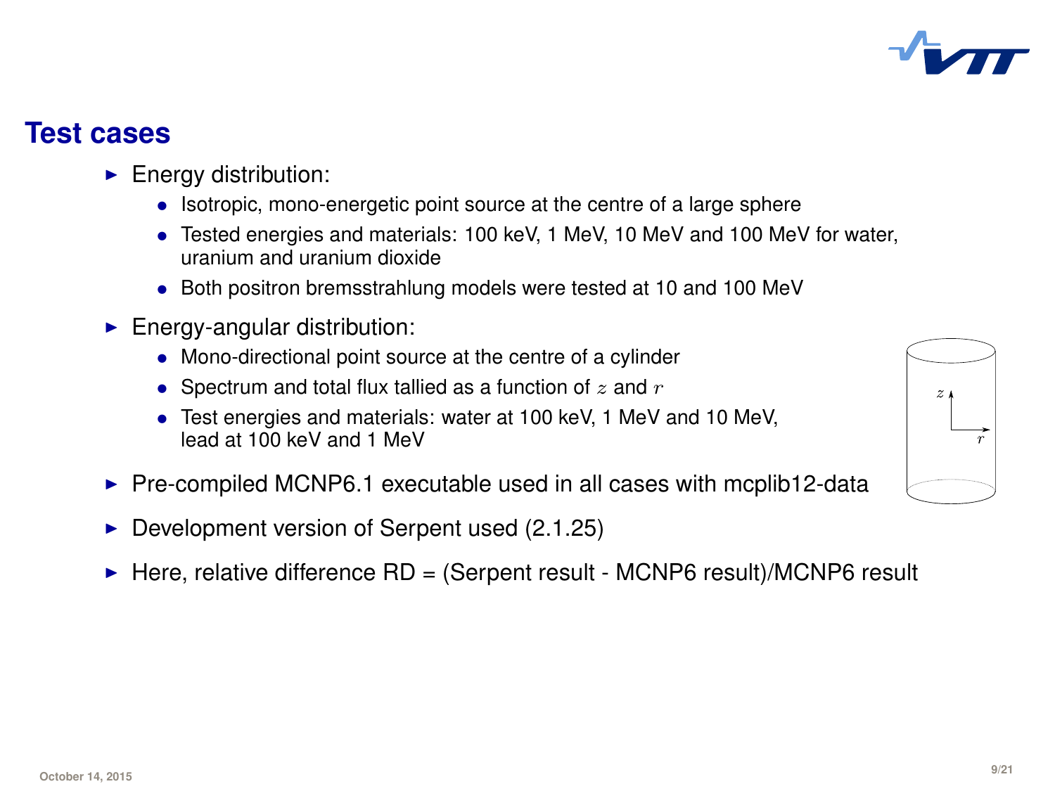## Test cases

- Energy distribution:
  - Isotropic, mono-energetic point source at the centre of a large sphere
  - Tested energies and materials: 100 keV, 1 MeV, 10 MeV and 100 MeV for water, uranium and uranium dioxide
  - Both positron bremsstrahlung models were tested at 10 and 100 MeV
- Energy-angular distribution:
  - Mono-directional point source at the centre of a cylinder
  - Spectrum and total flux tallied as a function of $z$ and $r$
  - Test energies and materials: water at 100 keV, 1 MeV and 10 MeV, lead at 100 keV and 1 MeV
- Pre-compiled MCNP6.1 executable used in all cases with mcplib12-data
- Development version of Serpent used (2.1.25)
- Here, relative difference RD = (Serpent result - MCNP6 result)/MCNP6 result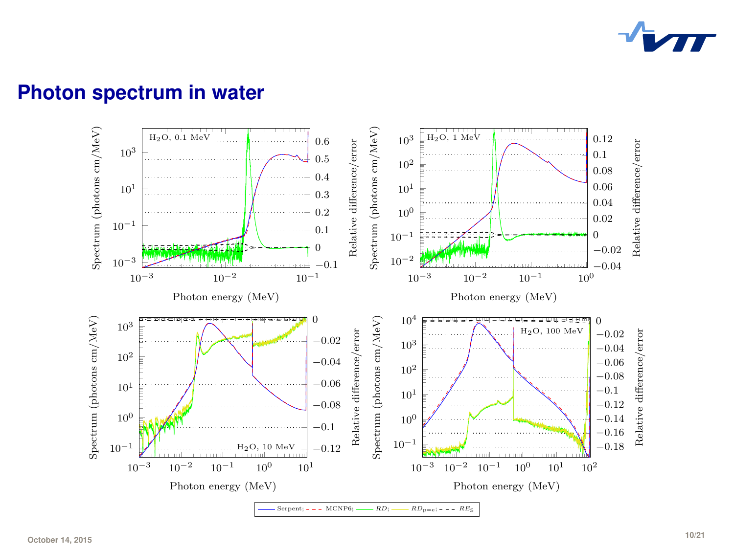# Photon spectrum in water

$H_2O$, 0.1 MeV

$H_2O$, 1 MeV

$H_2O$, 10 MeV

$H_2O$, 100 MeV

Spectrum (photons cm/MeV)

Relative difference/error

Photon energy (MeV)

Serpent; MCNP6; $RD$; $RD_{\mathrm{p=e}}$; $RE_{\mathrm{S}}$

October 14, 2015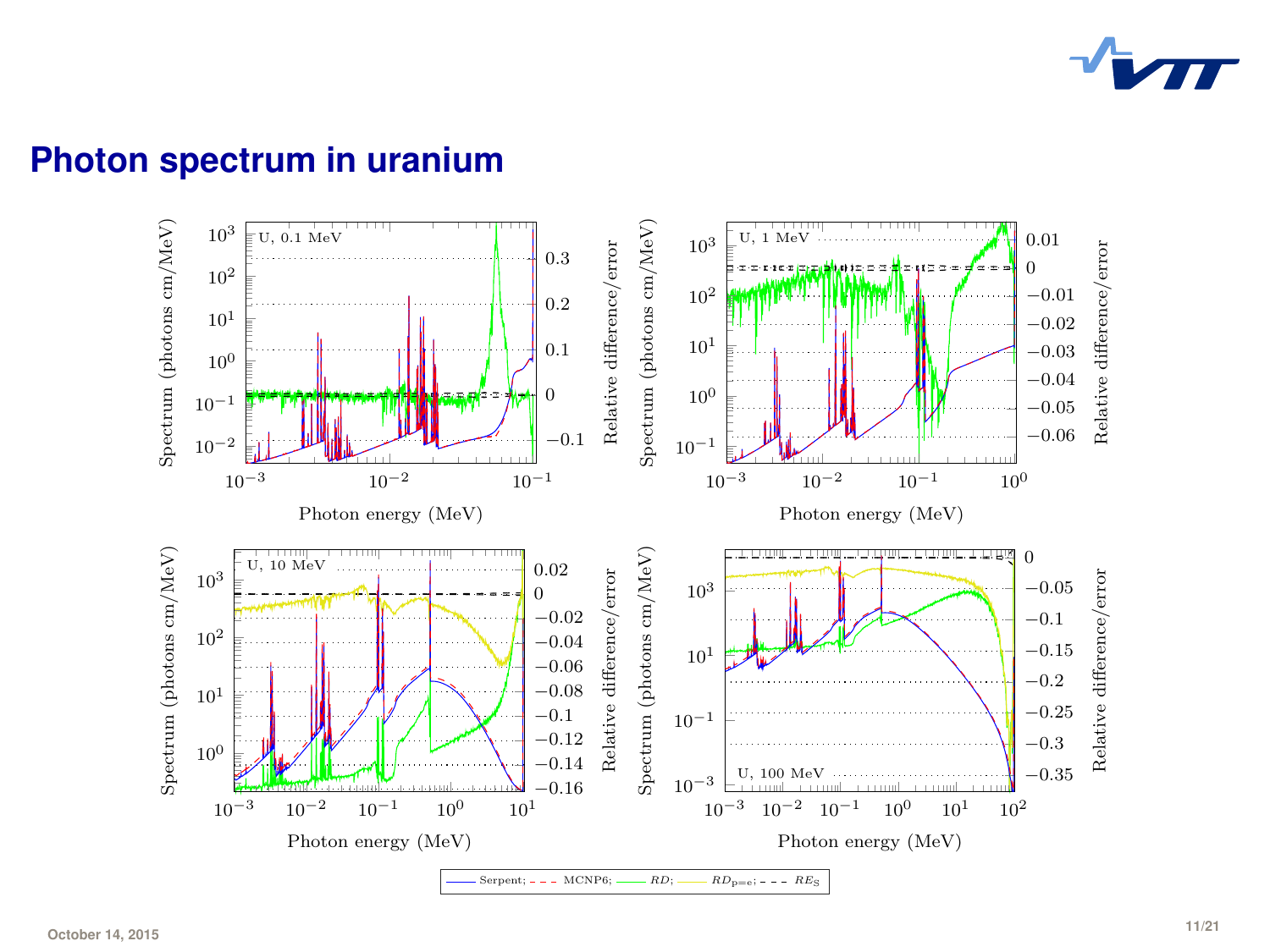# Photon spectrum in uranium

U, 0.1 MeV

U, 1 MeV

U, 10 MeV

U, 100 MeV

Serpent; MCNP6; $RD$; $RD_{\mathrm{p=e}}$; $RE_{\mathrm{S}}$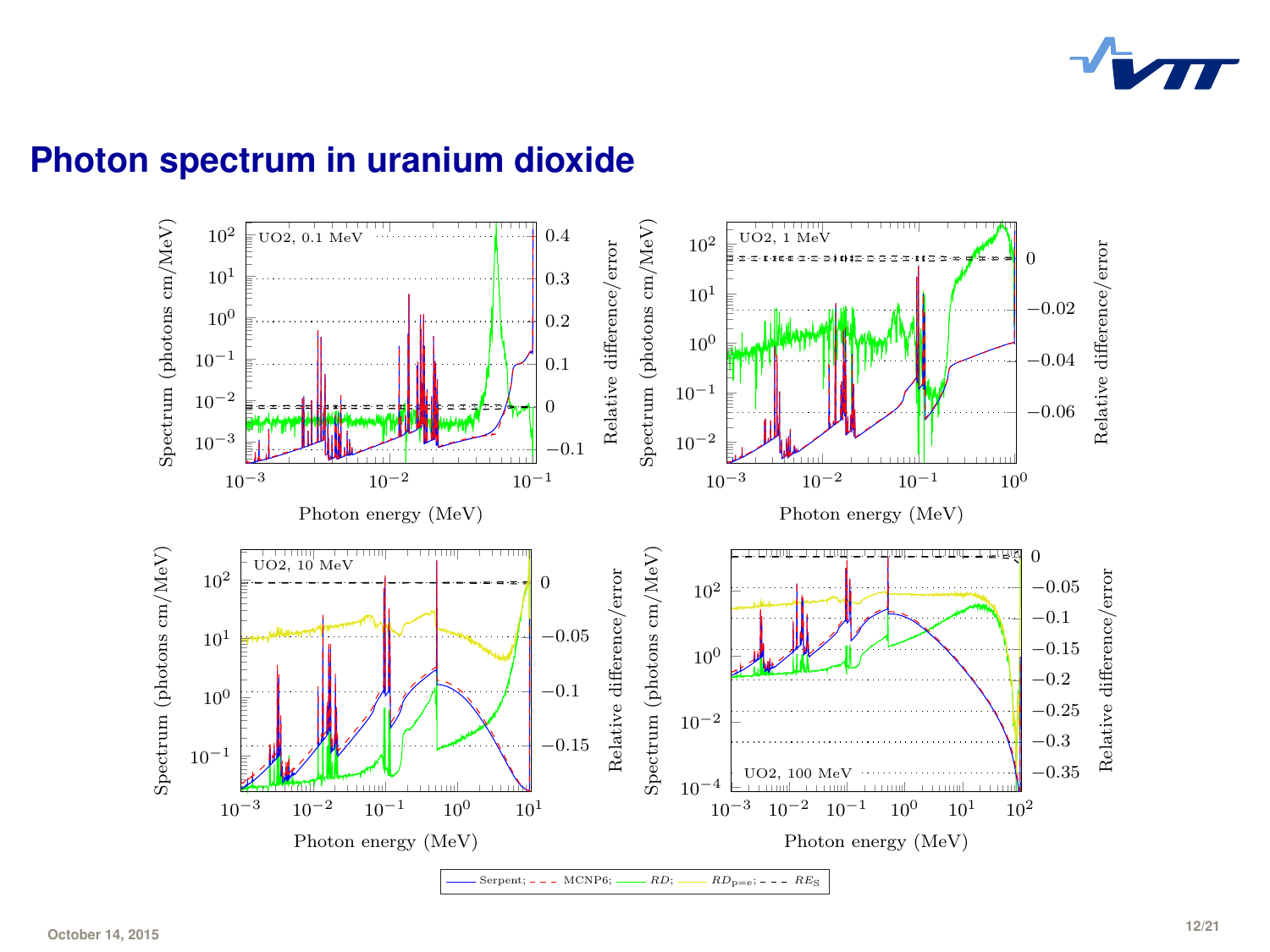# Photon spectrum in uranium dioxide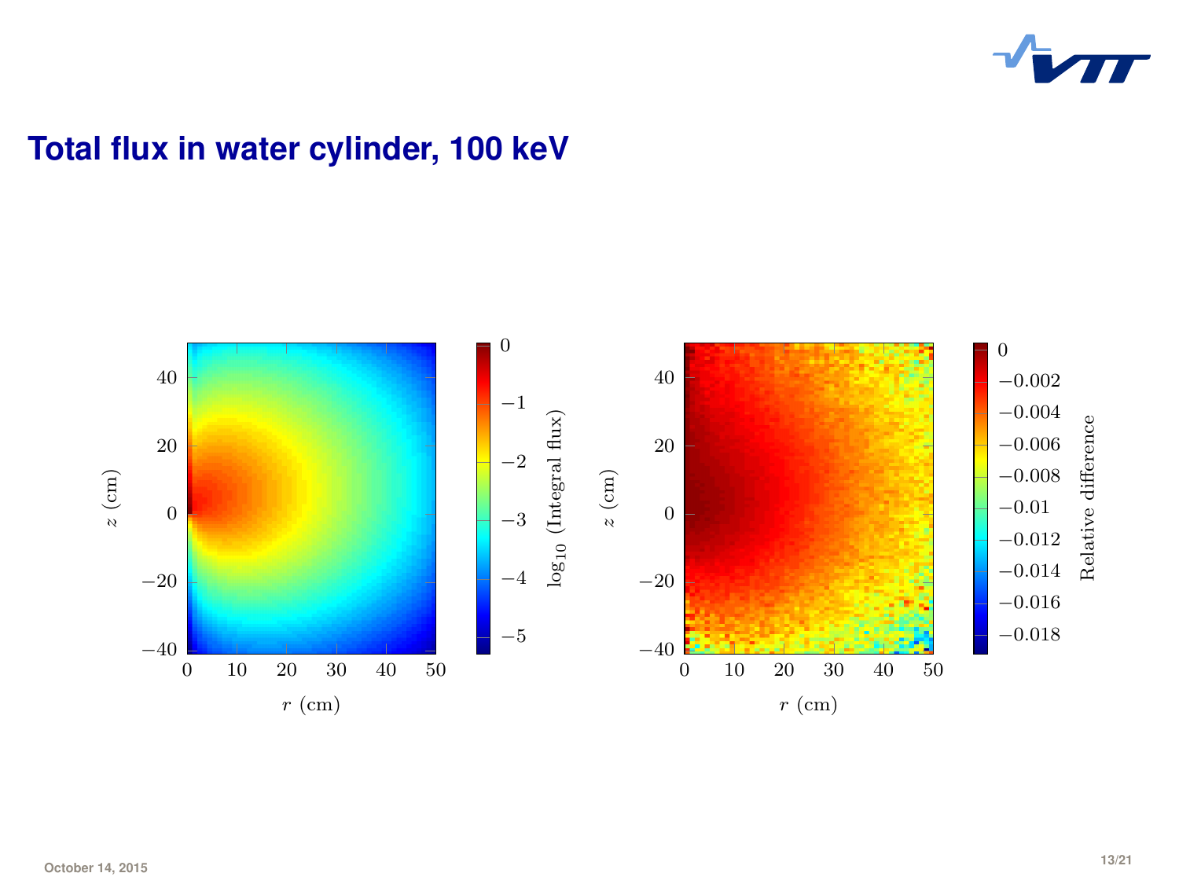# Total flux in water cylinder, 100 keV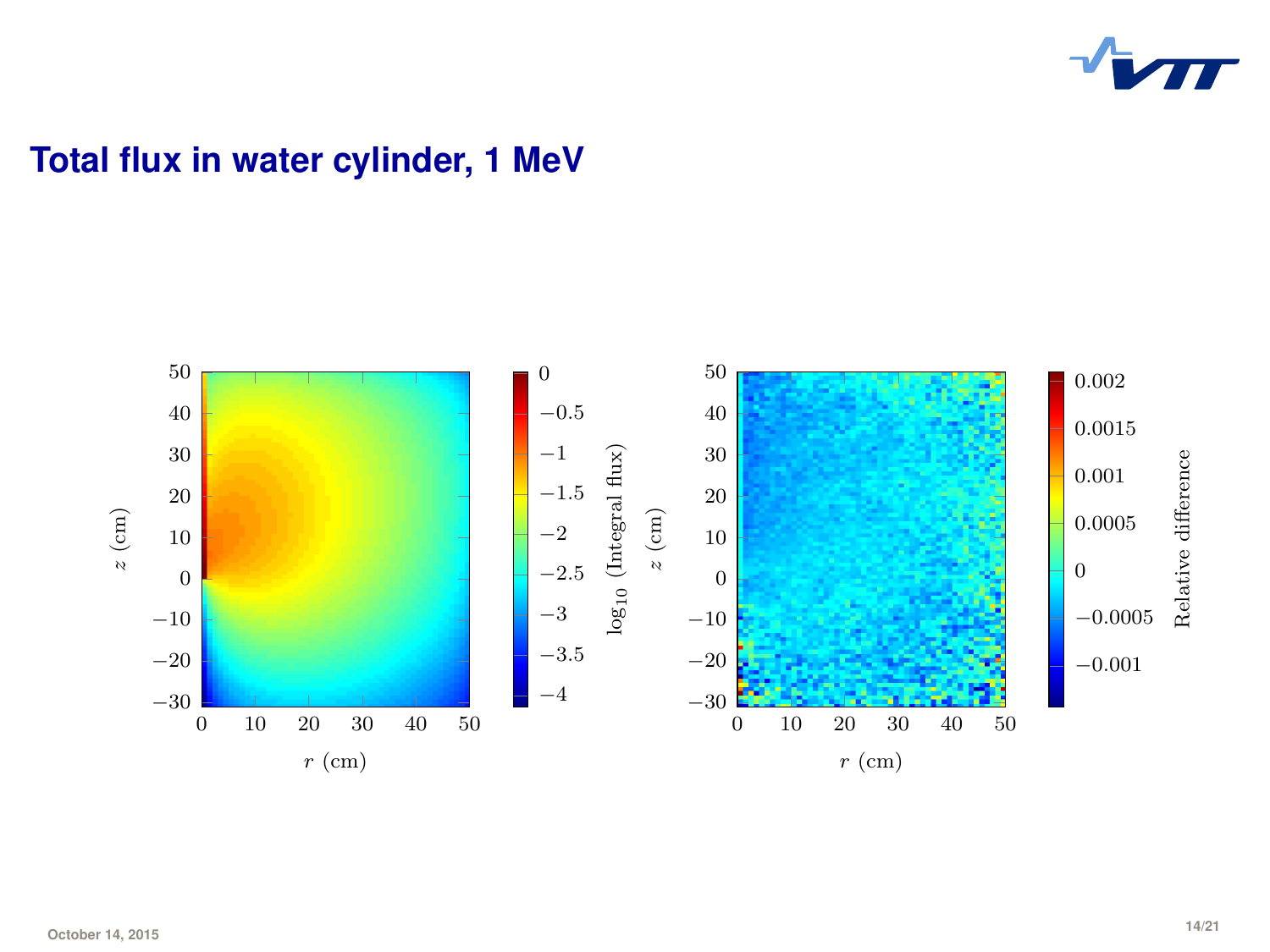# Total flux in water cylinder, 1 MeV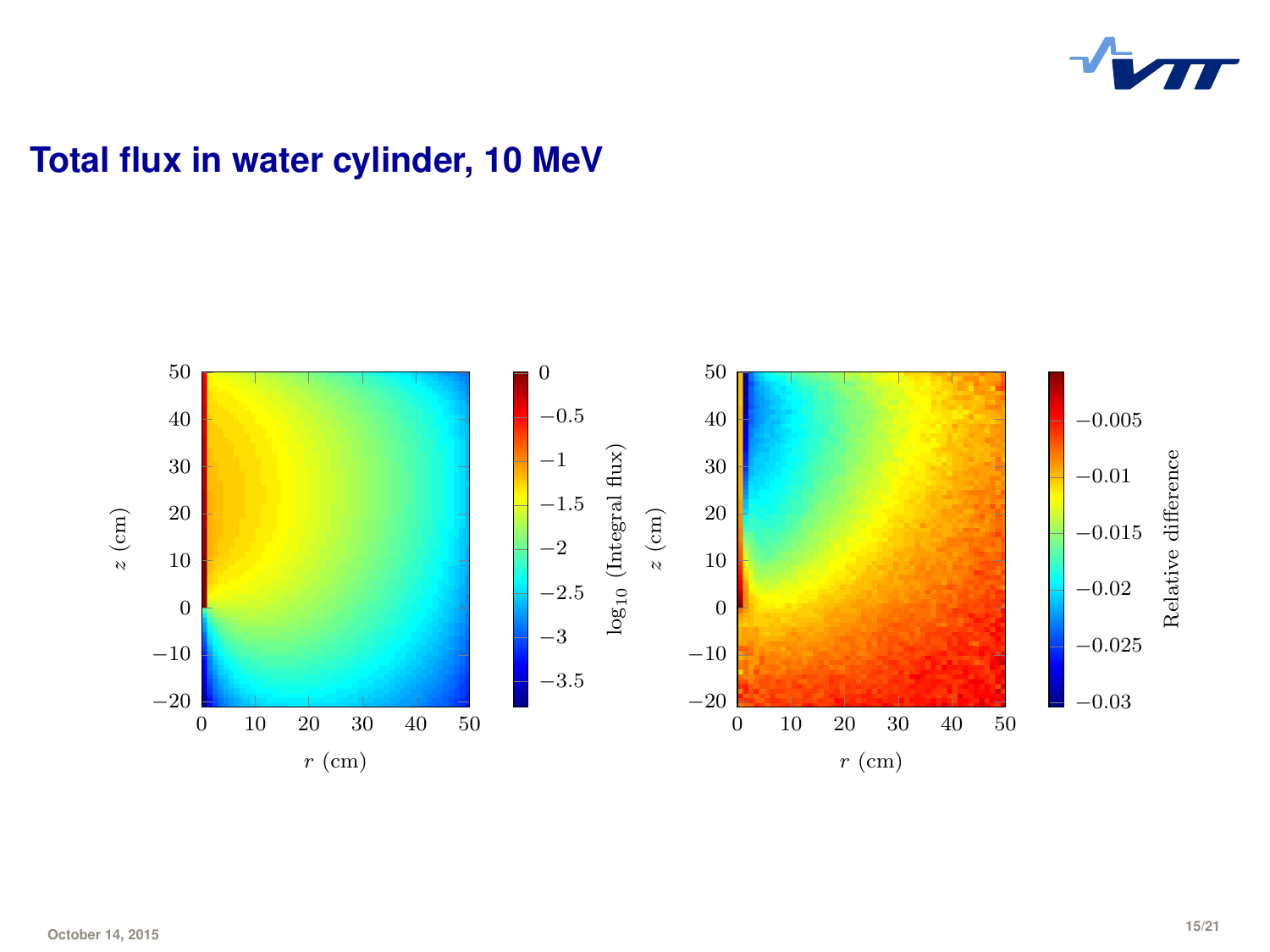# Total flux in water cylinder, 10 MeV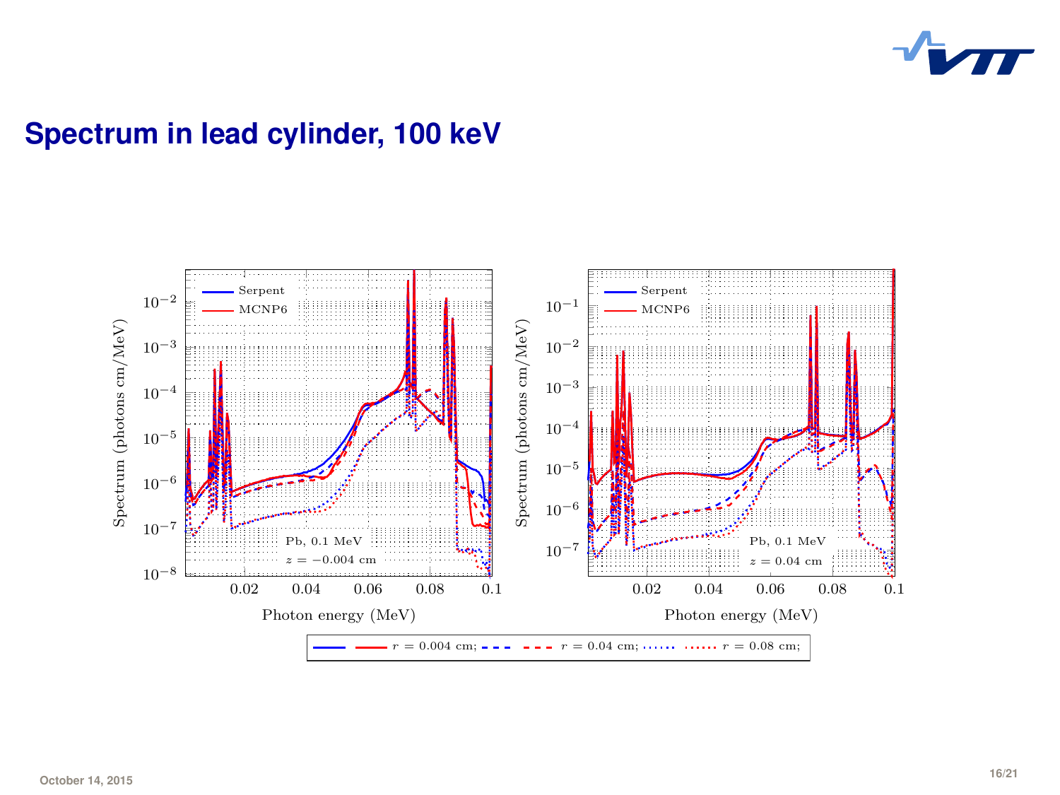# Spectrum in lead cylinder, 100 keV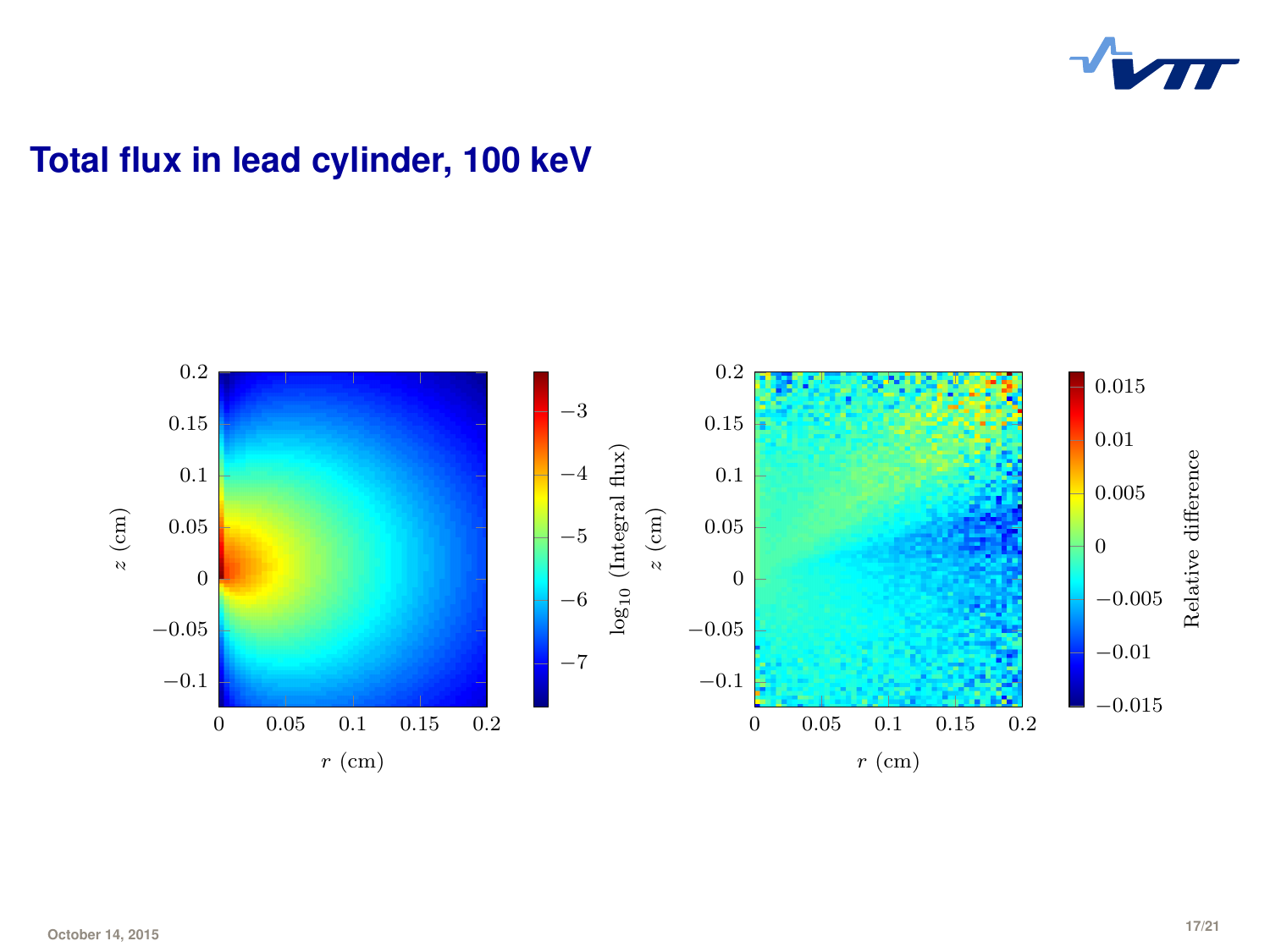# Total flux in lead cylinder, 100 keV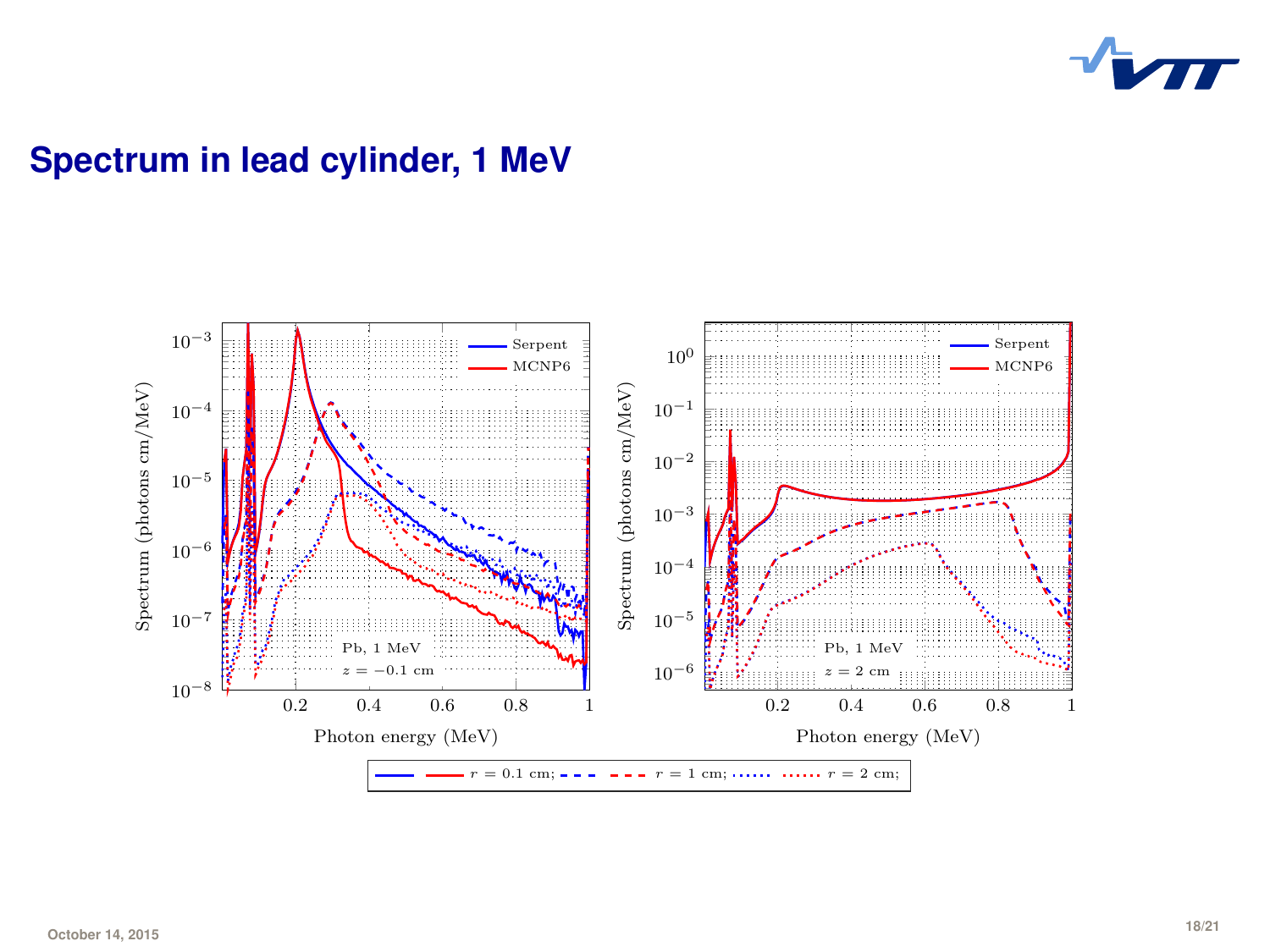# Spectrum in lead cylinder, 1 MeV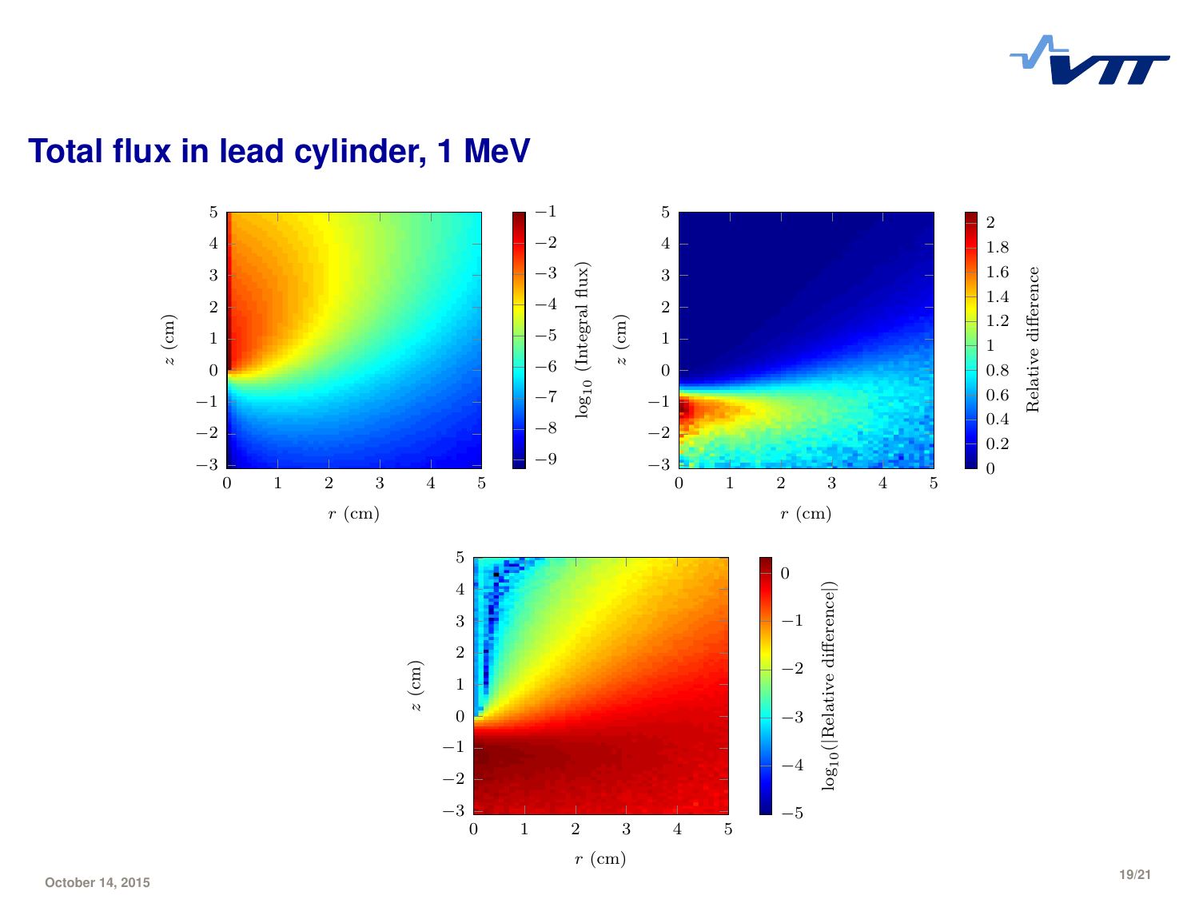# Total flux in lead cylinder, 1 MeV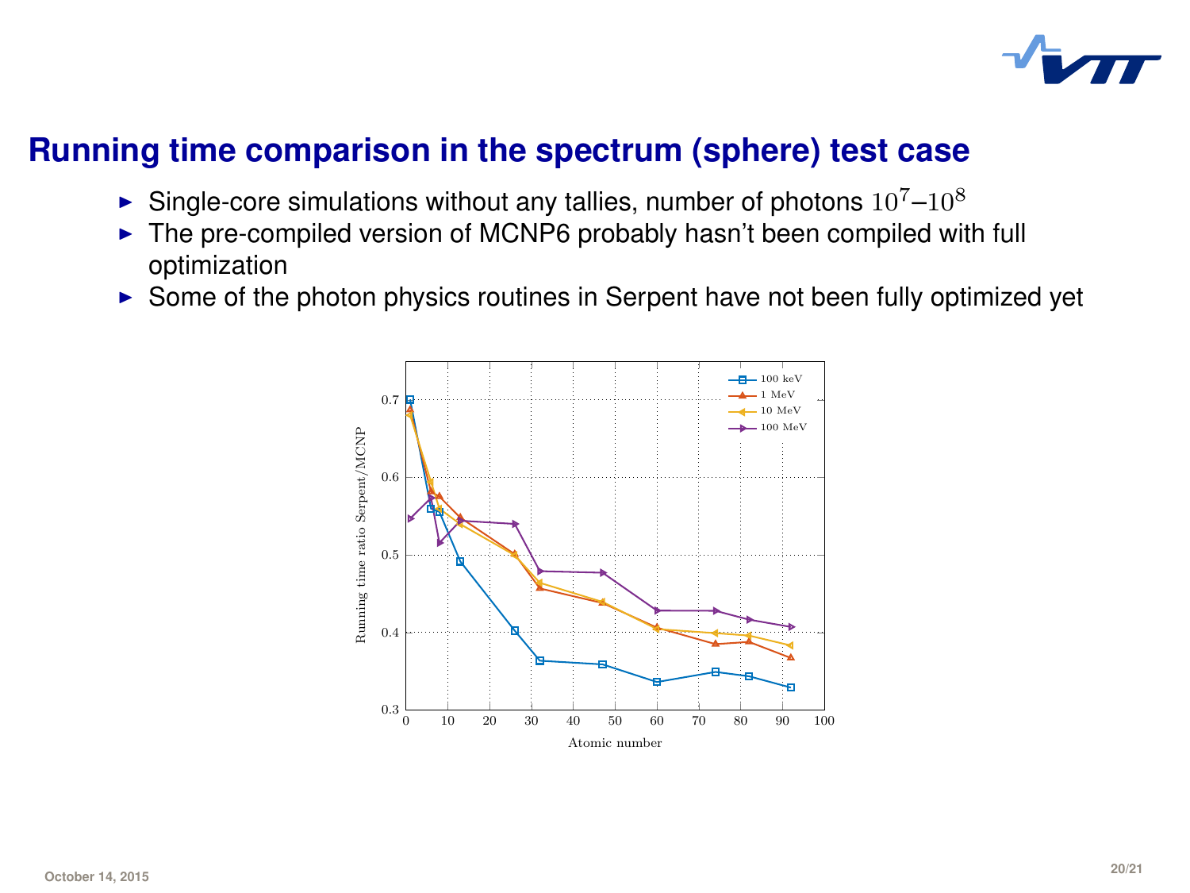## Running time comparison in the spectrum (sphere) test case

- Single-core simulations without any tallies, number of photons $10^7$–$10^8$
- The pre-compiled version of MCNP6 probably hasn't been compiled with full optimization
- Some of the photon physics routines in Serpent have not been fully optimized yet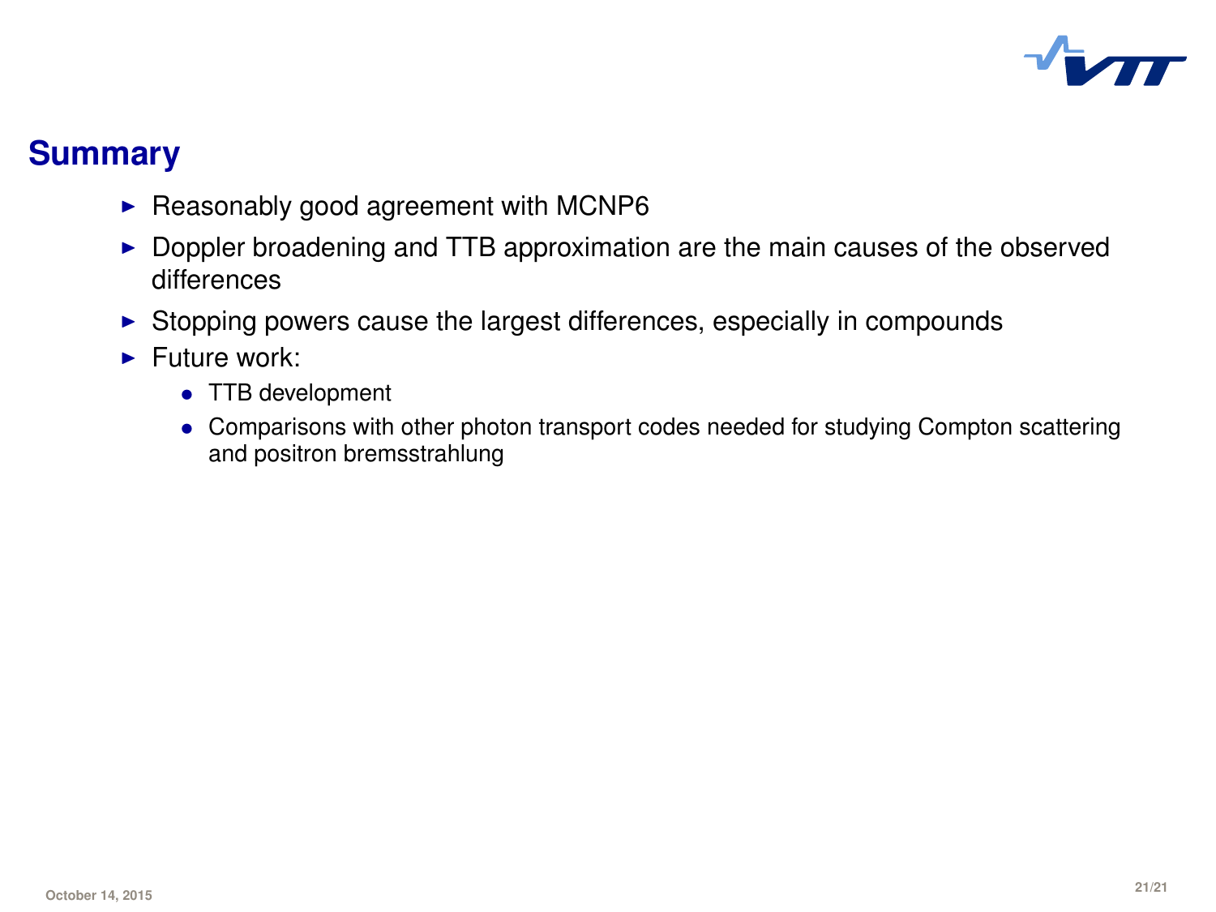## Summary

- Reasonably good agreement with MCNP6
- Doppler broadening and TTB approximation are the main causes of the observed differences
- Stopping powers cause the largest differences, especially in compounds
- Future work:
  - TTB development
  - Comparisons with other photon transport codes needed for studying Compton scattering and positron bremsstrahlung